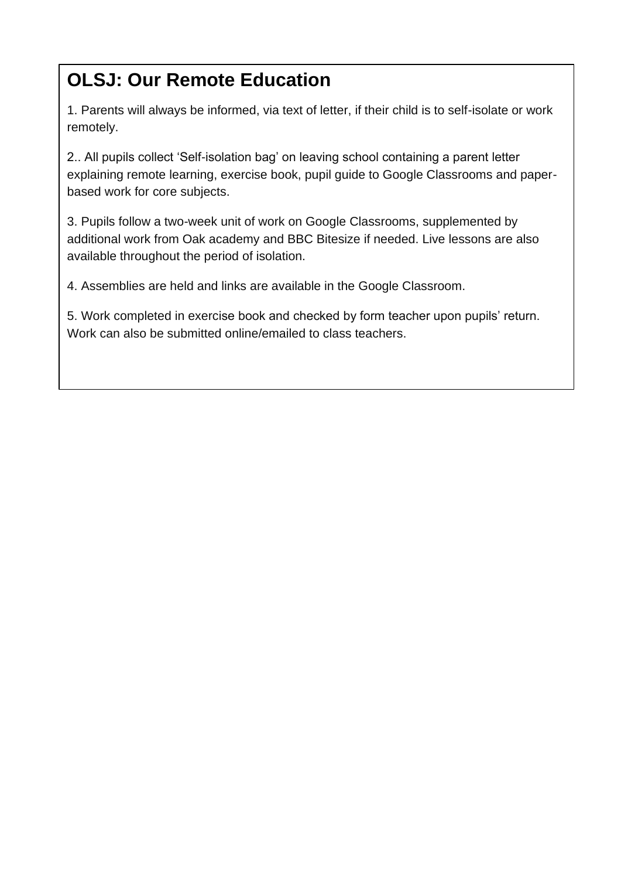# OLSJ: Our Remote Education

1. Parents will always be informed, via text of letter, if their child is to self-isolate or work remotely.

2.. All pupils collect 'Self-isolation bag' on leaving school containing a parent letter explaining remote learning, exercise book, pupil guide to Google Classrooms and paper-based work for core subjects.

3. Pupils follow a two-week unit of work on Google Classrooms, supplemented by additional work from Oak academy and BBC Bitesize if needed. Live lessons are also available throughout the period of isolation.

4. Assemblies are held and links are available in the Google Classroom.

5. Work completed in exercise book and checked by form teacher upon pupils' return. Work can also be submitted online/emailed to class teachers.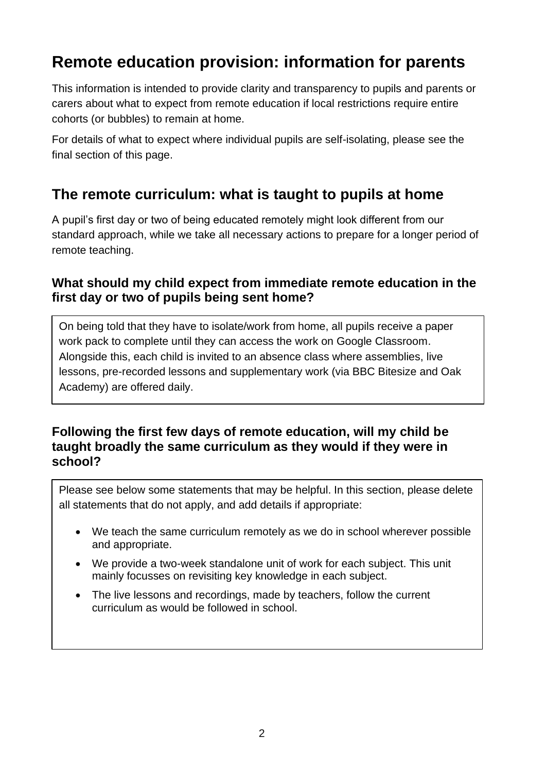# Remote education provision: information for parents

This information is intended to provide clarity and transparency to pupils and parents or carers about what to expect from remote education if local restrictions require entire cohorts (or bubbles) to remain at home.

For details of what to expect where individual pupils are self-isolating, please see the final section of this page.

## The remote curriculum: what is taught to pupils at home

A pupil's first day or two of being educated remotely might look different from our standard approach, while we take all necessary actions to prepare for a longer period of remote teaching.

### What should my child expect from immediate remote education in the first day or two of pupils being sent home?

On being told that they have to isolate/work from home, all pupils receive a paper work pack to complete until they can access the work on Google Classroom. Alongside this, each child is invited to an absence class where assemblies, live lessons, pre-recorded lessons and supplementary work (via BBC Bitesize and Oak Academy) are offered daily.

### Following the first few days of remote education, will my child be taught broadly the same curriculum as they would if they were in school?

Please see below some statements that may be helpful. In this section, please delete all statements that do not apply, and add details if appropriate:

- We teach the same curriculum remotely as we do in school wherever possible and appropriate.
- We provide a two-week standalone unit of work for each subject. This unit mainly focusses on revisiting key knowledge in each subject.
- The live lessons and recordings, made by teachers, follow the current curriculum as would be followed in school.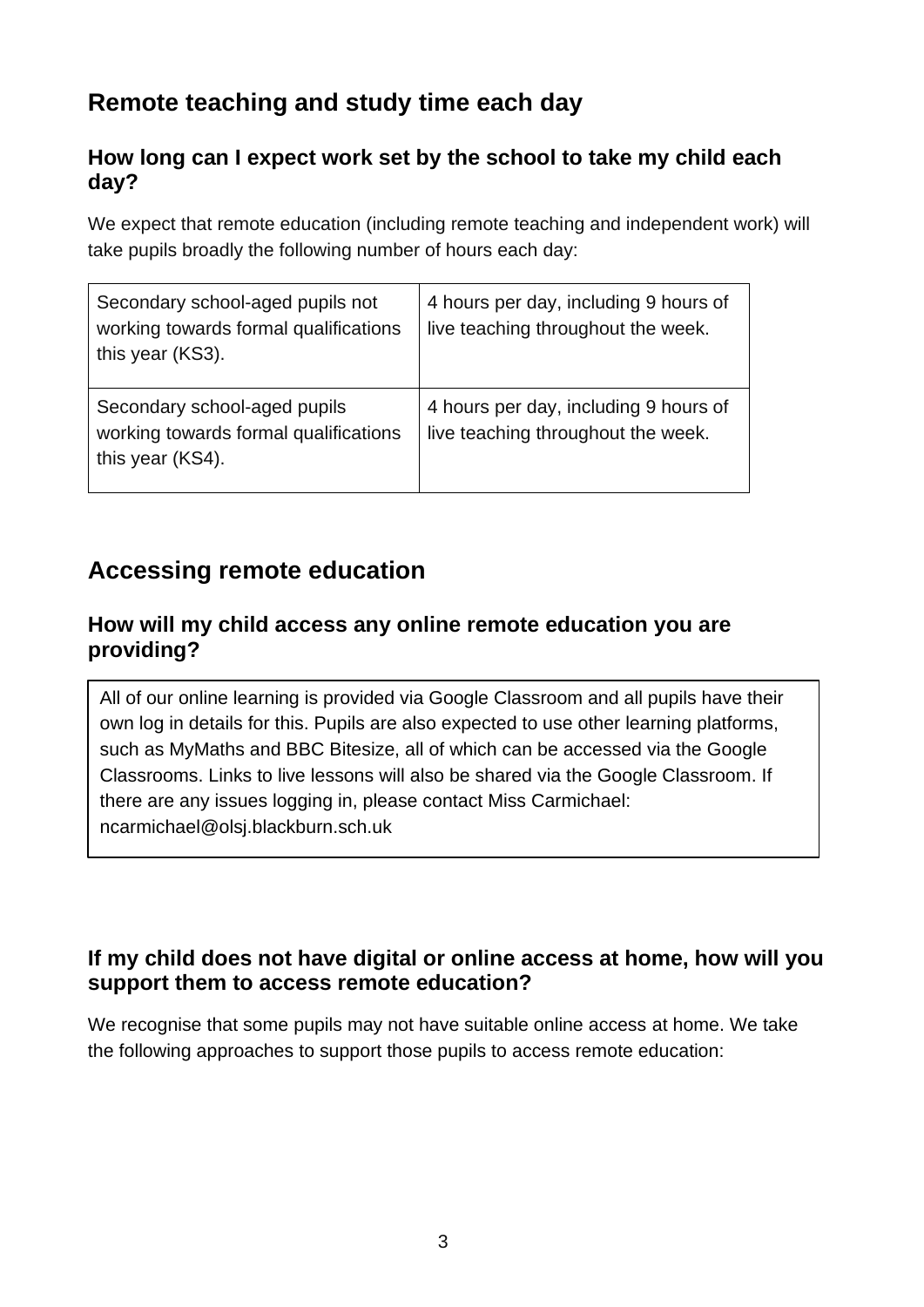## Remote teaching and study time each day

### How long can I expect work set by the school to take my child each day?

We expect that remote education (including remote teaching and independent work) will take pupils broadly the following number of hours each day:

| | |
|---|---|
| Secondary school-aged pupils not working towards formal qualifications this year (KS3). | 4 hours per day, including 9 hours of live teaching throughout the week. |
| Secondary school-aged pupils working towards formal qualifications this year (KS4). | 4 hours per day, including 9 hours of live teaching throughout the week. |

## Accessing remote education

### How will my child access any online remote education you are providing?

All of our online learning is provided via Google Classroom and all pupils have their own log in details for this. Pupils are also expected to use other learning platforms, such as MyMaths and BBC Bitesize, all of which can be accessed via the Google Classrooms. Links to live lessons will also be shared via the Google Classroom. If there are any issues logging in, please contact Miss Carmichael: ncarmichael@olsj.blackburn.sch.uk

### If my child does not have digital or online access at home, how will you support them to access remote education?

We recognise that some pupils may not have suitable online access at home. We take the following approaches to support those pupils to access remote education: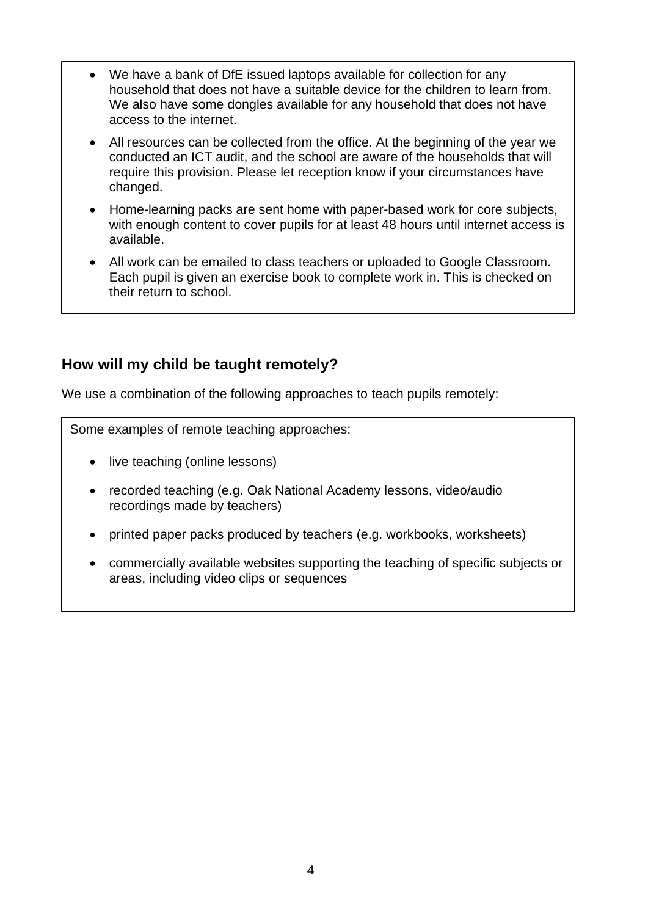- We have a bank of DfE issued laptops available for collection for any household that does not have a suitable device for the children to learn from. We also have some dongles available for any household that does not have access to the internet.
- All resources can be collected from the office. At the beginning of the year we conducted an ICT audit, and the school are aware of the households that will require this provision. Please let reception know if your circumstances have changed.
- Home-learning packs are sent home with paper-based work for core subjects, with enough content to cover pupils for at least 48 hours until internet access is available.
- All work can be emailed to class teachers or uploaded to Google Classroom. Each pupil is given an exercise book to complete work in. This is checked on their return to school.

## How will my child be taught remotely?

We use a combination of the following approaches to teach pupils remotely:

Some examples of remote teaching approaches:

- live teaching (online lessons)
- recorded teaching (e.g. Oak National Academy lessons, video/audio recordings made by teachers)
- printed paper packs produced by teachers (e.g. workbooks, worksheets)
- commercially available websites supporting the teaching of specific subjects or areas, including video clips or sequences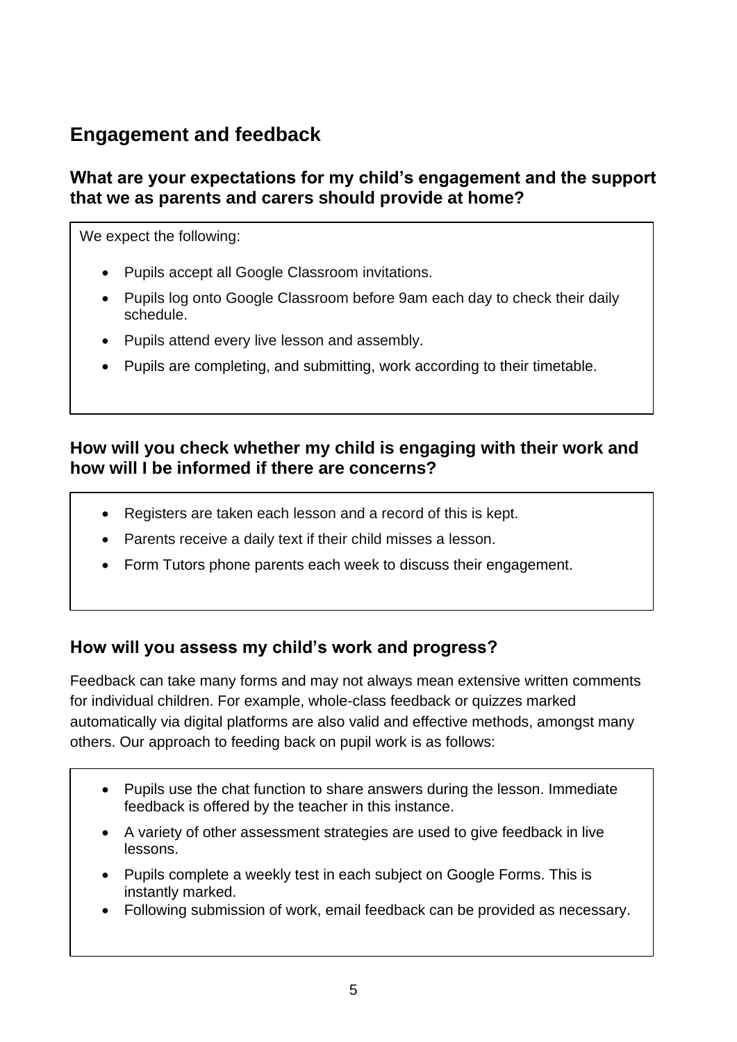## Engagement and feedback

### What are your expectations for my child's engagement and the support that we as parents and carers should provide at home?

We expect the following:

- Pupils accept all Google Classroom invitations.
- Pupils log onto Google Classroom before 9am each day to check their daily schedule.
- Pupils attend every live lesson and assembly.
- Pupils are completing, and submitting, work according to their timetable.

### How will you check whether my child is engaging with their work and how will I be informed if there are concerns?

- Registers are taken each lesson and a record of this is kept.
- Parents receive a daily text if their child misses a lesson.
- Form Tutors phone parents each week to discuss their engagement.

### How will you assess my child's work and progress?

Feedback can take many forms and may not always mean extensive written comments for individual children. For example, whole-class feedback or quizzes marked automatically via digital platforms are also valid and effective methods, amongst many others. Our approach to feeding back on pupil work is as follows:

- Pupils use the chat function to share answers during the lesson. Immediate feedback is offered by the teacher in this instance.
- A variety of other assessment strategies are used to give feedback in live lessons.
- Pupils complete a weekly test in each subject on Google Forms. This is instantly marked.
- Following submission of work, email feedback can be provided as necessary.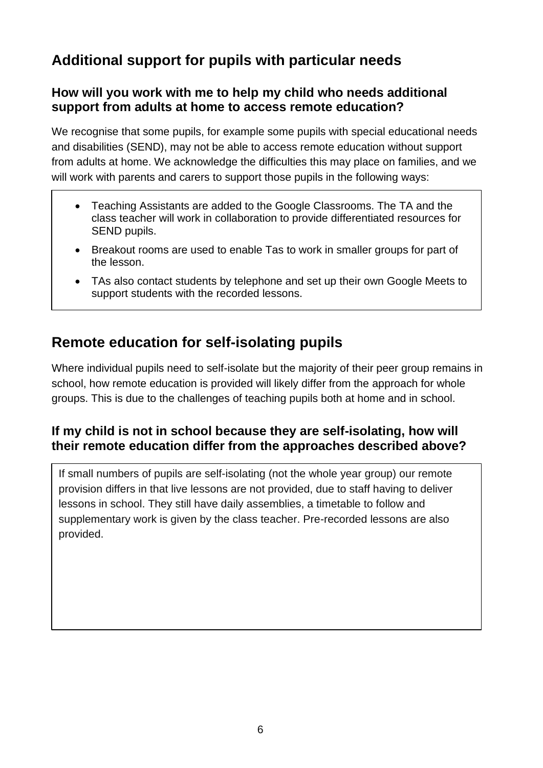## Additional support for pupils with particular needs

### How will you work with me to help my child who needs additional support from adults at home to access remote education?

We recognise that some pupils, for example some pupils with special educational needs and disabilities (SEND), may not be able to access remote education without support from adults at home. We acknowledge the difficulties this may place on families, and we will work with parents and carers to support those pupils in the following ways:

- Teaching Assistants are added to the Google Classrooms. The TA and the class teacher will work in collaboration to provide differentiated resources for SEND pupils.
- Breakout rooms are used to enable Tas to work in smaller groups for part of the lesson.
- TAs also contact students by telephone and set up their own Google Meets to support students with the recorded lessons.

## Remote education for self-isolating pupils

Where individual pupils need to self-isolate but the majority of their peer group remains in school, how remote education is provided will likely differ from the approach for whole groups. This is due to the challenges of teaching pupils both at home and in school.

### If my child is not in school because they are self-isolating, how will their remote education differ from the approaches described above?

If small numbers of pupils are self-isolating (not the whole year group) our remote provision differs in that live lessons are not provided, due to staff having to deliver lessons in school. They still have daily assemblies, a timetable to follow and supplementary work is given by the class teacher. Pre-recorded lessons are also provided.